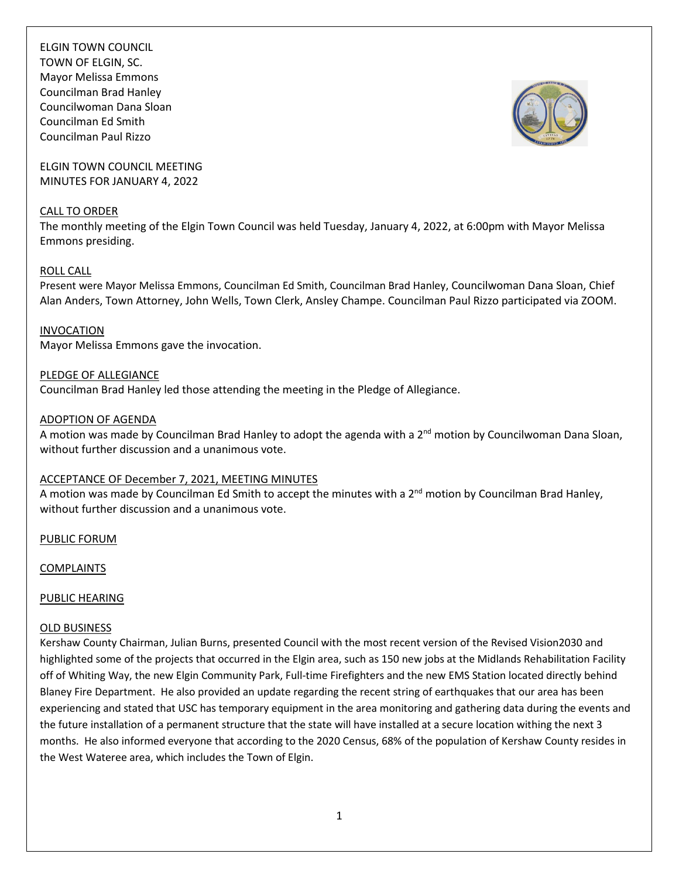ELGIN TOWN COUNCIL
TOWN OF ELGIN, SC.
Mayor Melissa Emmons
Councilman Brad Hanley
Councilwoman Dana Sloan
Councilman Ed Smith
Councilman Paul Rizzo

ELGIN TOWN COUNCIL MEETING
MINUTES FOR JANUARY 4, 2022

## CALL TO ORDER

The monthly meeting of the Elgin Town Council was held Tuesday, January 4, 2022, at 6:00pm with Mayor Melissa Emmons presiding.

## ROLL CALL

Present were Mayor Melissa Emmons, Councilman Ed Smith, Councilman Brad Hanley, Councilwoman Dana Sloan, Chief Alan Anders, Town Attorney, John Wells, Town Clerk, Ansley Champe. Councilman Paul Rizzo participated via ZOOM.

## INVOCATION

Mayor Melissa Emmons gave the invocation.

## PLEDGE OF ALLEGIANCE

Councilman Brad Hanley led those attending the meeting in the Pledge of Allegiance.

## ADOPTION OF AGENDA

A motion was made by Councilman Brad Hanley to adopt the agenda with a 2nd motion by Councilwoman Dana Sloan, without further discussion and a unanimous vote.

## ACCEPTANCE OF December 7, 2021, MEETING MINUTES

A motion was made by Councilman Ed Smith to accept the minutes with a 2nd motion by Councilman Brad Hanley, without further discussion and a unanimous vote.

## PUBLIC FORUM

## COMPLAINTS

## PUBLIC HEARING

## OLD BUSINESS

Kershaw County Chairman, Julian Burns, presented Council with the most recent version of the Revised Vision2030 and highlighted some of the projects that occurred in the Elgin area, such as 150 new jobs at the Midlands Rehabilitation Facility off of Whiting Way, the new Elgin Community Park, Full-time Firefighters and the new EMS Station located directly behind Blaney Fire Department. He also provided an update regarding the recent string of earthquakes that our area has been experiencing and stated that USC has temporary equipment in the area monitoring and gathering data during the events and the future installation of a permanent structure that the state will have installed at a secure location withing the next 3 months. He also informed everyone that according to the 2020 Census, 68% of the population of Kershaw County resides in the West Wateree area, which includes the Town of Elgin.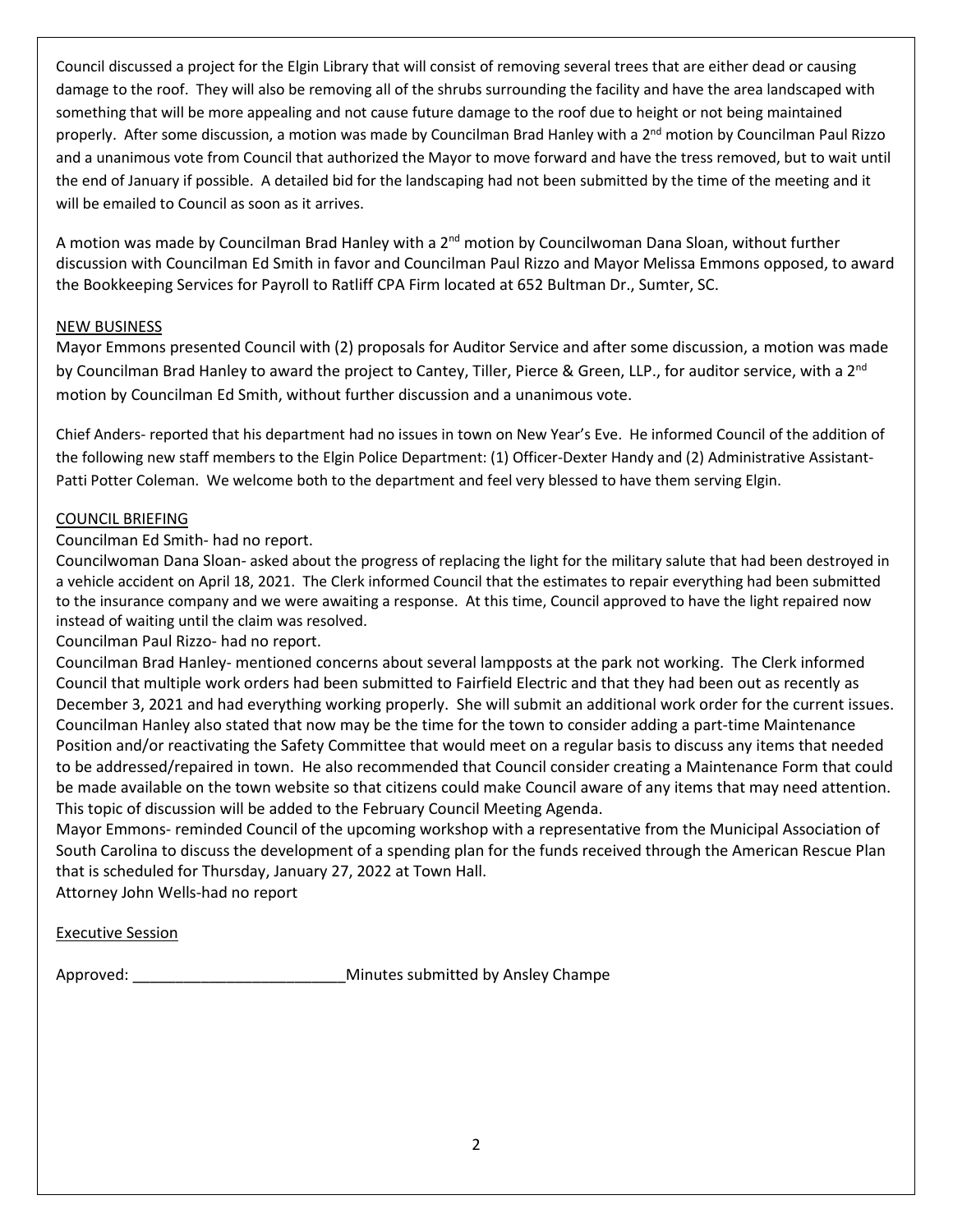Council discussed a project for the Elgin Library that will consist of removing several trees that are either dead or causing damage to the roof. They will also be removing all of the shrubs surrounding the facility and have the area landscaped with something that will be more appealing and not cause future damage to the roof due to height or not being maintained properly. After some discussion, a motion was made by Councilman Brad Hanley with a 2nd motion by Councilman Paul Rizzo and a unanimous vote from Council that authorized the Mayor to move forward and have the tress removed, but to wait until the end of January if possible. A detailed bid for the landscaping had not been submitted by the time of the meeting and it will be emailed to Council as soon as it arrives.

A motion was made by Councilman Brad Hanley with a 2nd motion by Councilwoman Dana Sloan, without further discussion with Councilman Ed Smith in favor and Councilman Paul Rizzo and Mayor Melissa Emmons opposed, to award the Bookkeeping Services for Payroll to Ratliff CPA Firm located at 652 Bultman Dr., Sumter, SC.

## NEW BUSINESS

Mayor Emmons presented Council with (2) proposals for Auditor Service and after some discussion, a motion was made by Councilman Brad Hanley to award the project to Cantey, Tiller, Pierce & Green, LLP., for auditor service, with a 2nd motion by Councilman Ed Smith, without further discussion and a unanimous vote.

Chief Anders- reported that his department had no issues in town on New Year's Eve. He informed Council of the addition of the following new staff members to the Elgin Police Department: (1) Officer-Dexter Handy and (2) Administrative Assistant-Patti Potter Coleman. We welcome both to the department and feel very blessed to have them serving Elgin.

## COUNCIL BRIEFING

Councilman Ed Smith- had no report.

Councilwoman Dana Sloan- asked about the progress of replacing the light for the military salute that had been destroyed in a vehicle accident on April 18, 2021. The Clerk informed Council that the estimates to repair everything had been submitted to the insurance company and we were awaiting a response. At this time, Council approved to have the light repaired now instead of waiting until the claim was resolved.

Councilman Paul Rizzo- had no report.

Councilman Brad Hanley- mentioned concerns about several lampposts at the park not working. The Clerk informed Council that multiple work orders had been submitted to Fairfield Electric and that they had been out as recently as December 3, 2021 and had everything working properly. She will submit an additional work order for the current issues. Councilman Hanley also stated that now may be the time for the town to consider adding a part-time Maintenance Position and/or reactivating the Safety Committee that would meet on a regular basis to discuss any items that needed to be addressed/repaired in town. He also recommended that Council consider creating a Maintenance Form that could be made available on the town website so that citizens could make Council aware of any items that may need attention. This topic of discussion will be added to the February Council Meeting Agenda.

Mayor Emmons- reminded Council of the upcoming workshop with a representative from the Municipal Association of South Carolina to discuss the development of a spending plan for the funds received through the American Rescue Plan that is scheduled for Thursday, January 27, 2022 at Town Hall.

Attorney John Wells-had no report

## Executive Session

Approved: _________________________ Minutes submitted by Ansley Champe